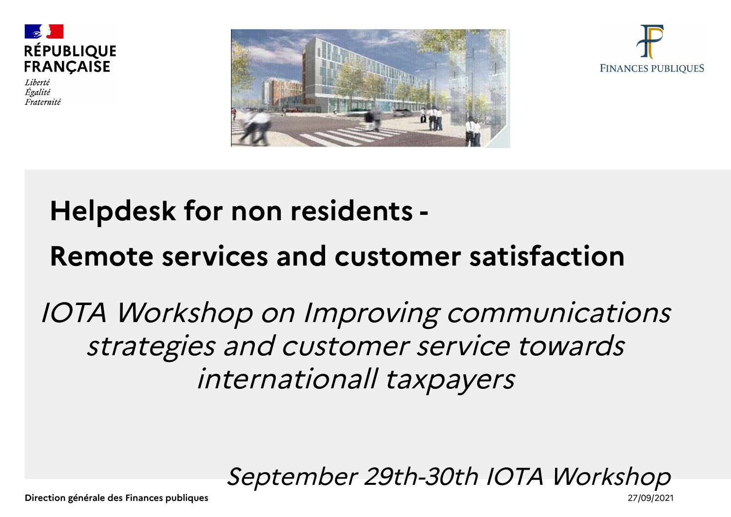RÉPUBLIQUE FRANÇAISE

*Liberté*
*Égalité*
*Fraternité*

FINANCES PUBLIQUES

# Helpdesk for non residents -

# Remote services and customer satisfaction

*IOTA Workshop on Improving communications strategies and customer service towards internationall taxpayers*

*September 29th-30th IOTA Workshop*

**Direction générale des Finances publiques**

27/09/2021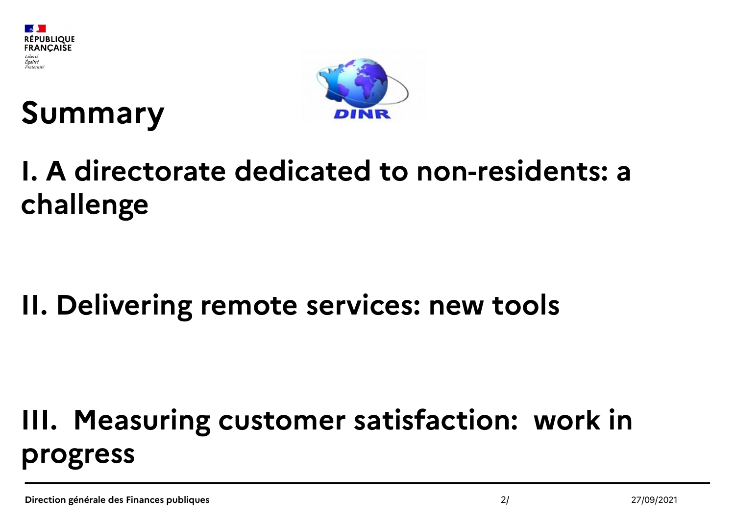# Summary

## I. A directorate dedicated to non-residents: a challenge

## II. Delivering remote services: new tools

## III. Measuring customer satisfaction: work in progress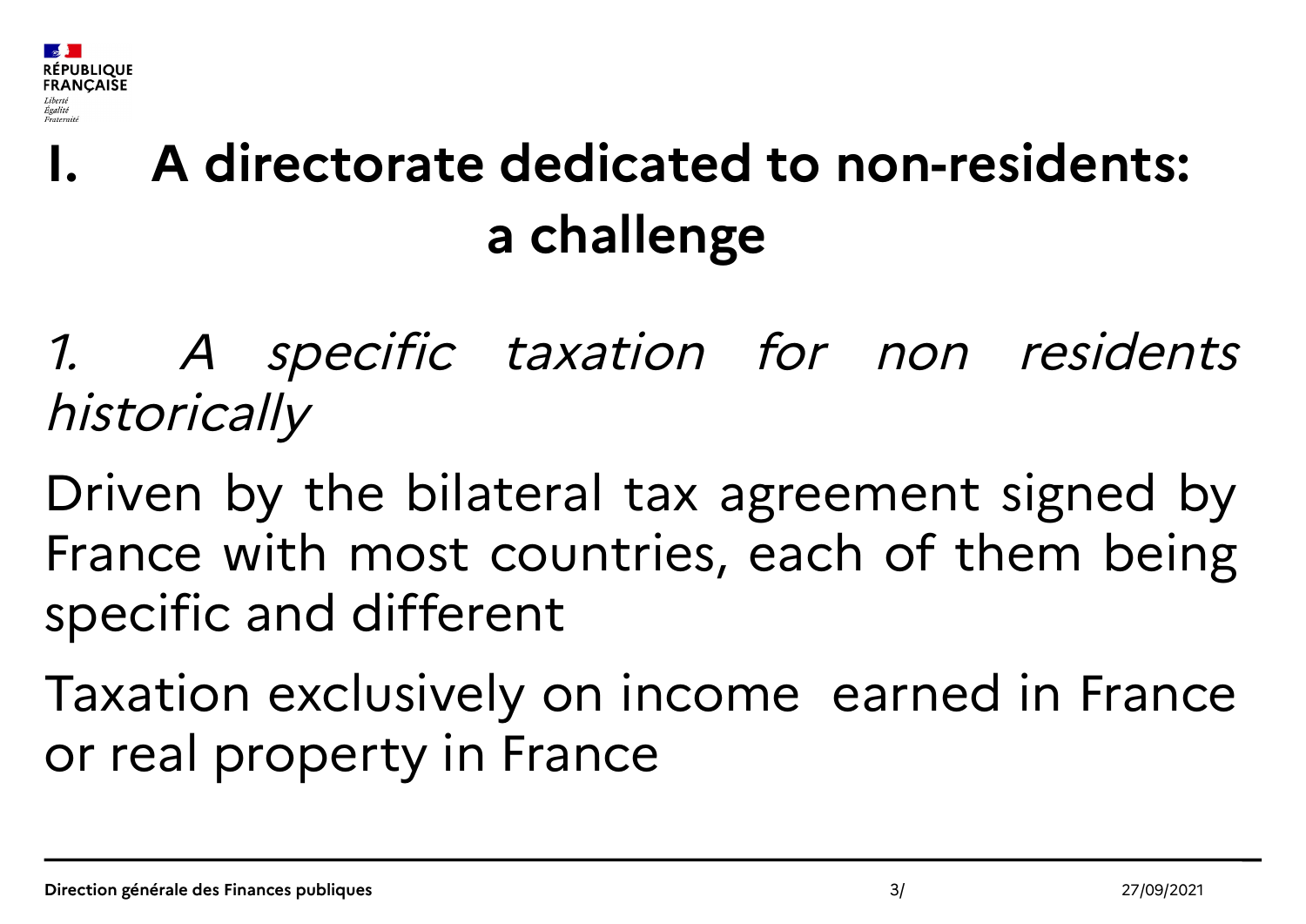# I. A directorate dedicated to non-residents: a challenge

*1. A specific taxation for non residents historically*

Driven by the bilateral tax agreement signed by France with most countries, each of them being specific and different

Taxation exclusively on income earned in France or real property in France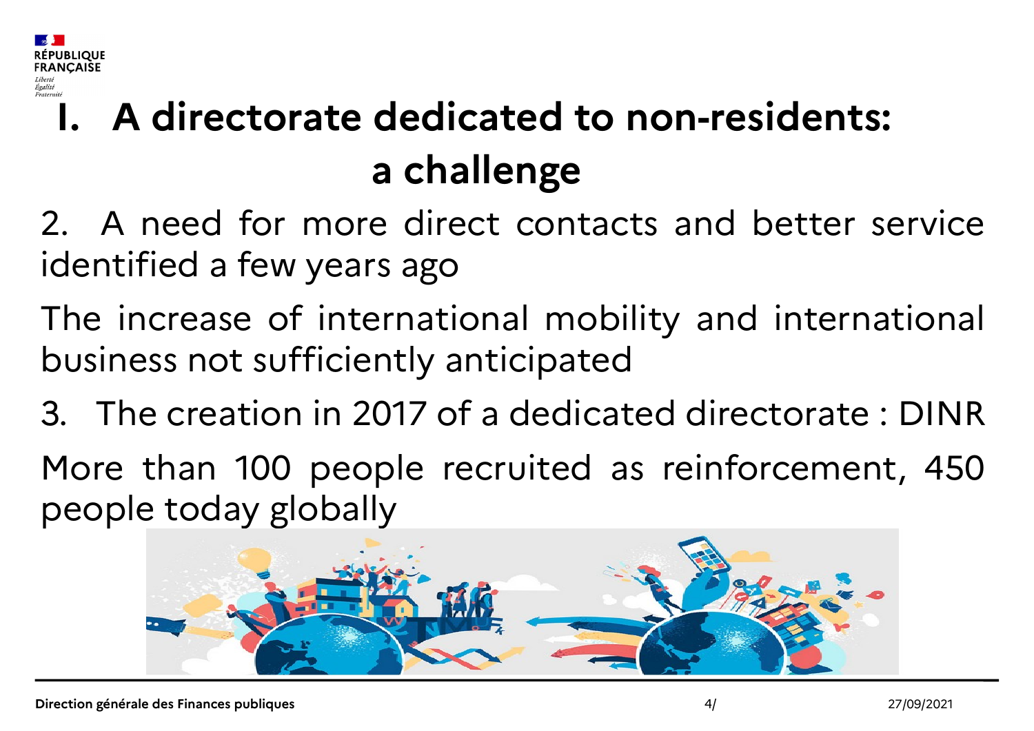# I. A directorate dedicated to non-residents: a challenge

2. A need for more direct contacts and better service identified a few years ago

The increase of international mobility and international business not sufficiently anticipated

3. The creation in 2017 of a dedicated directorate : DINR

More than 100 people recruited as reinforcement, 450 people today globally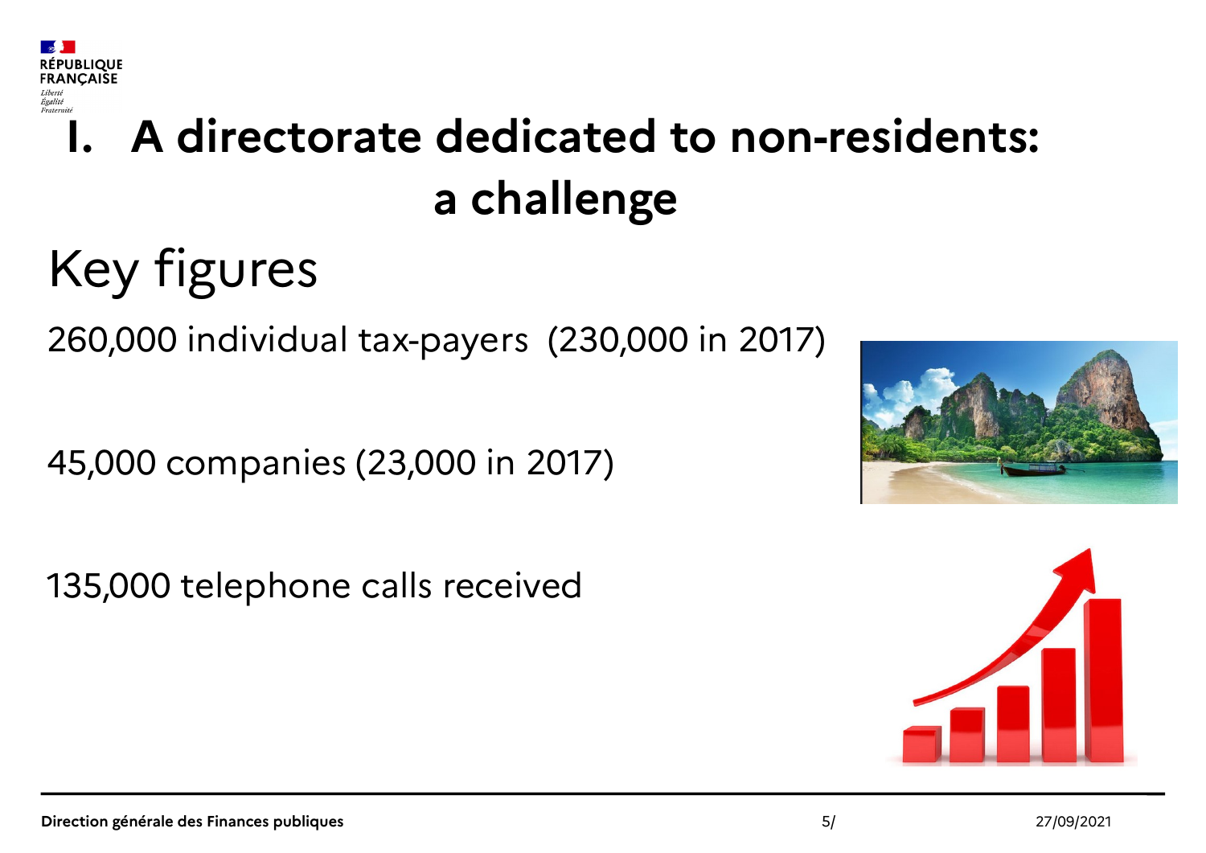# I. A directorate dedicated to non-residents: a challenge

## Key figures

260,000 individual tax-payers (230,000 in 2017)

45,000 companies (23,000 in 2017)

135,000 telephone calls received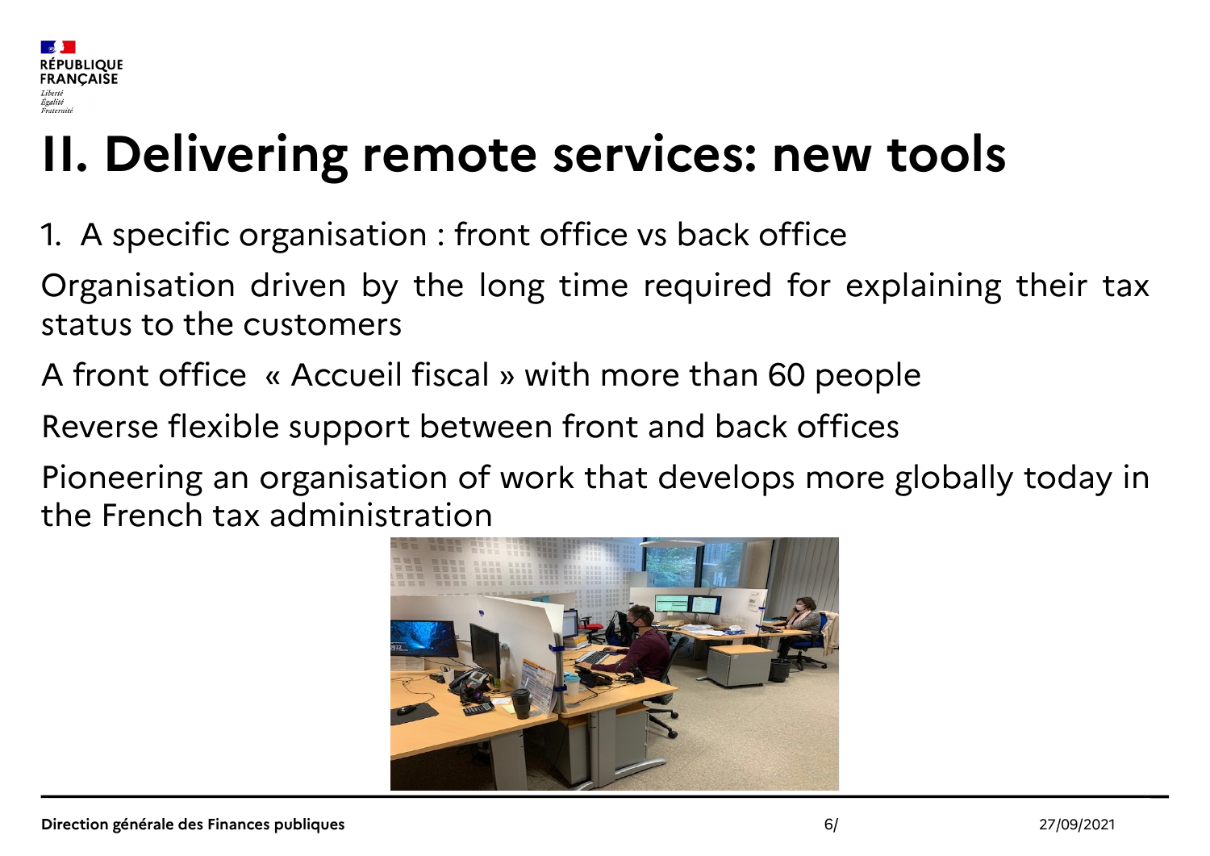# II. Delivering remote services: new tools

1. A specific organisation : front office vs back office

Organisation driven by the long time required for explaining their tax status to the customers

A front office « Accueil fiscal » with more than 60 people

Reverse flexible support between front and back offices

Pioneering an organisation of work that develops more globally today in the French tax administration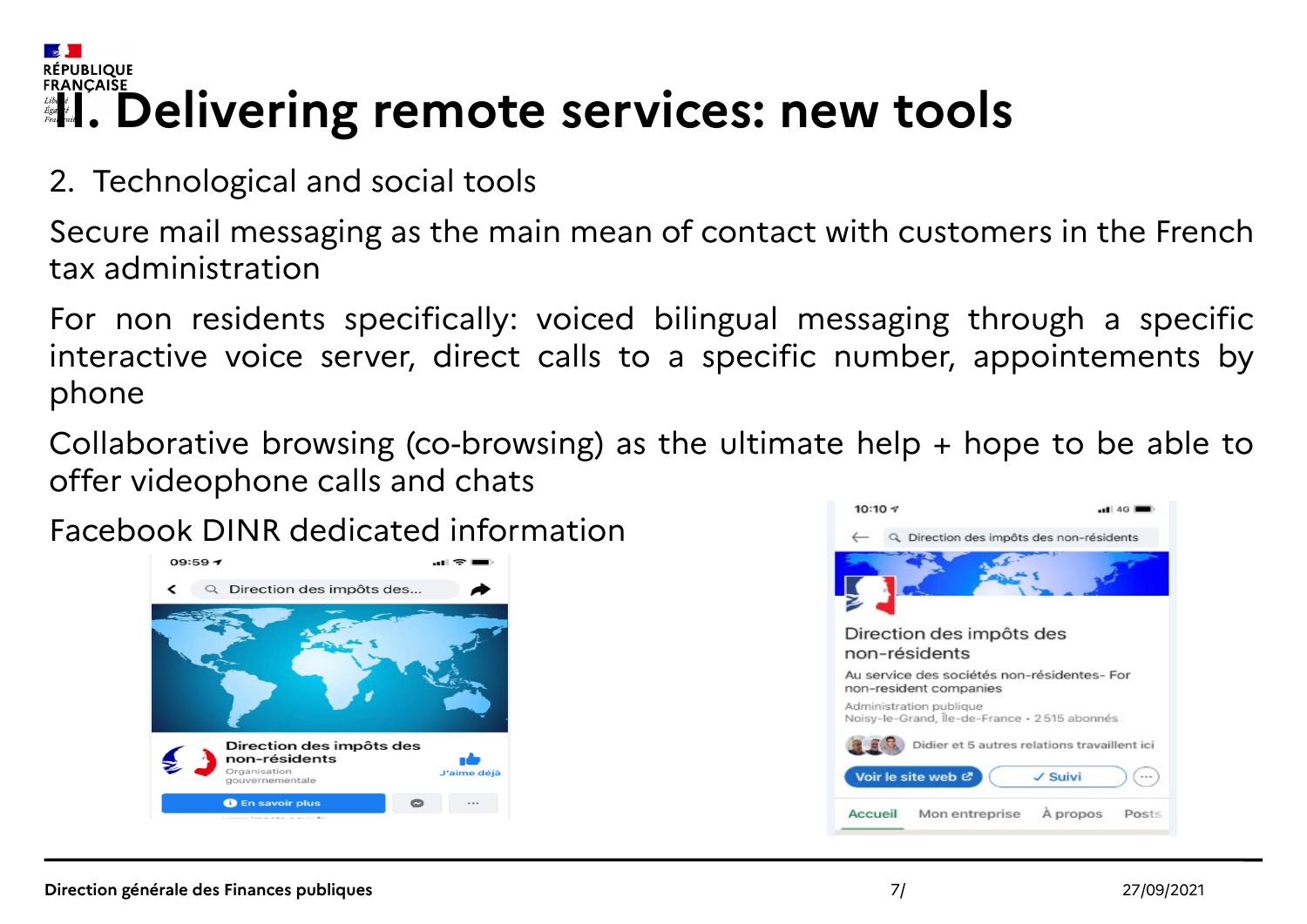# II. Delivering remote services: new tools

2. Technological and social tools

Secure mail messaging as the main mean of contact with customers in the French tax administration

For non residents specifically: voiced bilingual messaging through a specific interactive voice server, direct calls to a specific number, appointements by phone

Collaborative browsing (co-browsing) as the ultimate help + hope to be able to offer videophone calls and chats

Facebook DINR dedicated information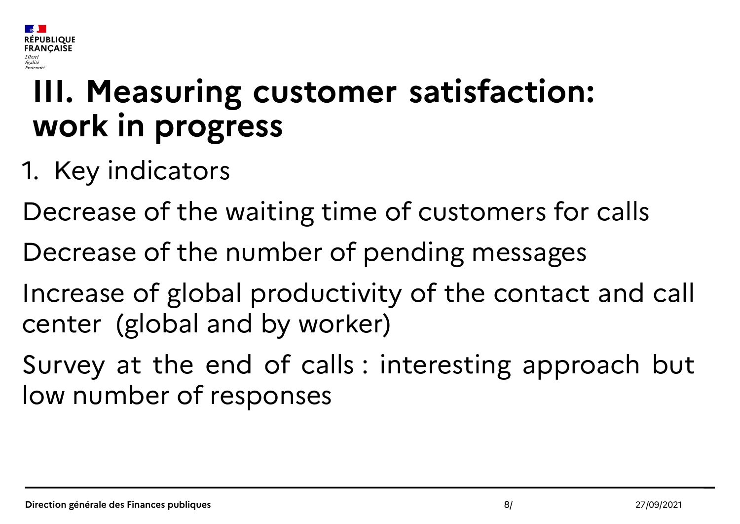# III. Measuring customer satisfaction: work in progress

1. Key indicators

Decrease of the waiting time of customers for calls

Decrease of the number of pending messages

Increase of global productivity of the contact and call center (global and by worker)

Survey at the end of calls : interesting approach but low number of responses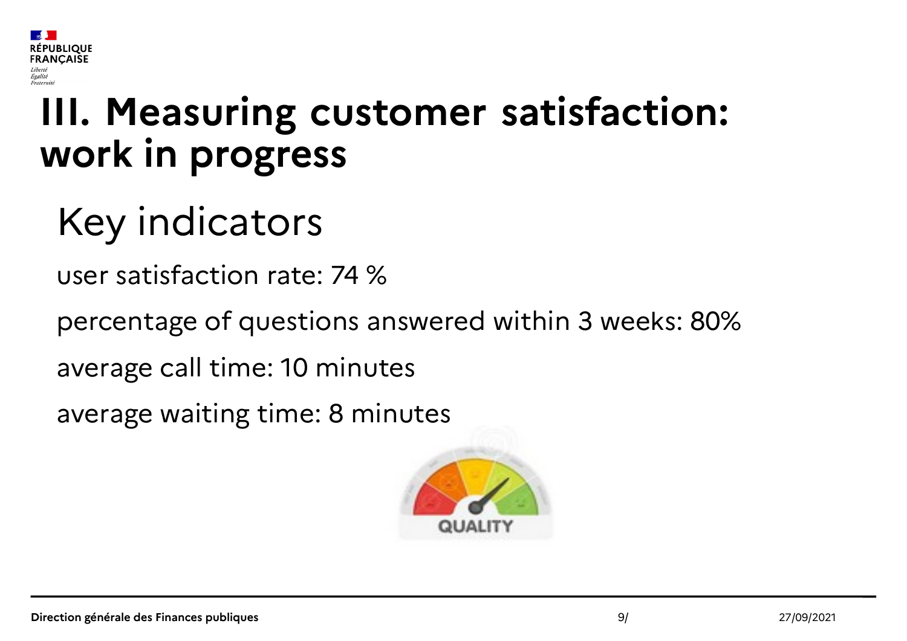# III. Measuring customer satisfaction: work in progress

## Key indicators

user satisfaction rate: 74 %

percentage of questions answered within 3 weeks: 80%

average call time: 10 minutes

average waiting time: 8 minutes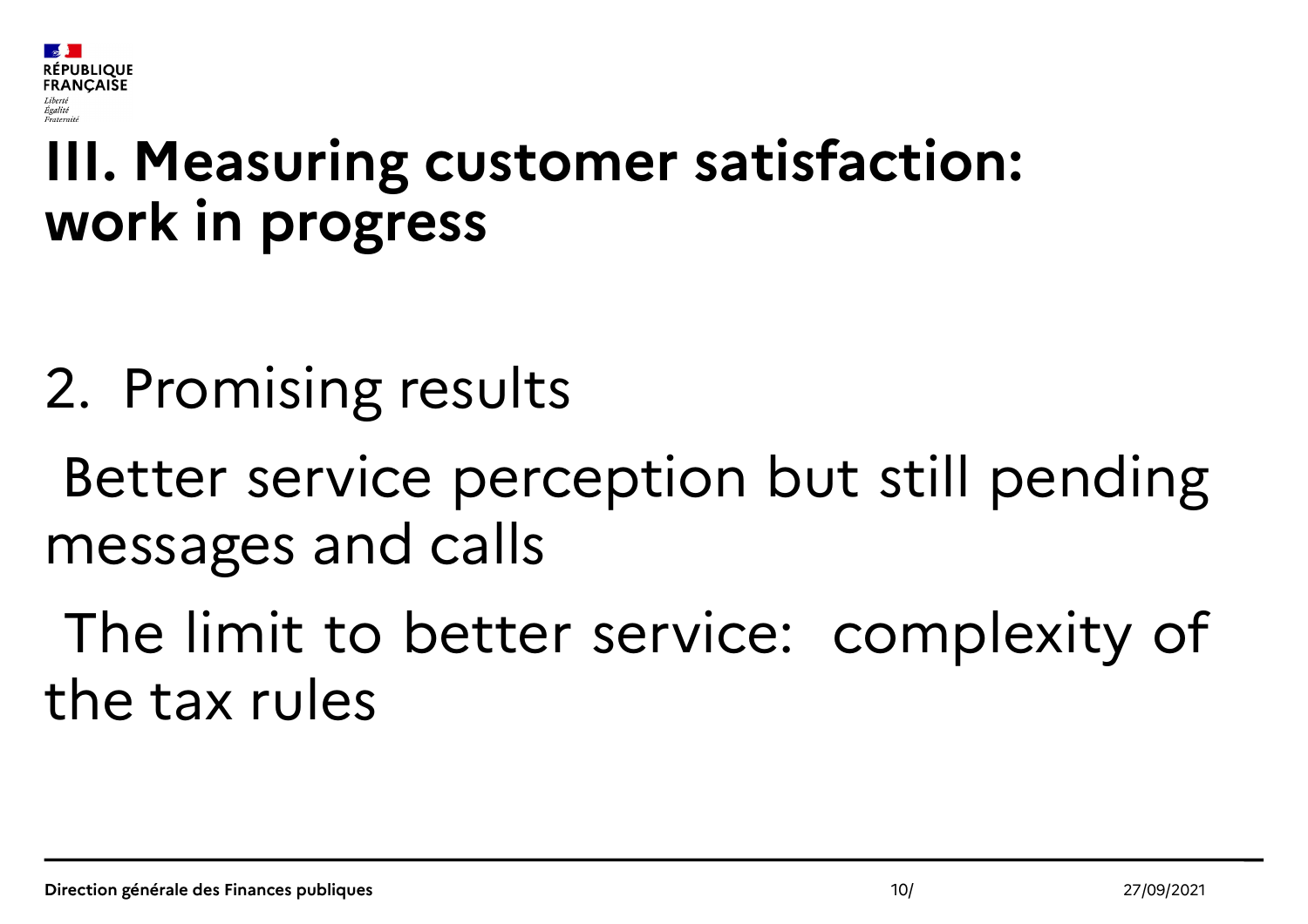# III. Measuring customer satisfaction: work in progress

2. Promising results

Better service perception but still pending messages and calls

The limit to better service: complexity of the tax rules